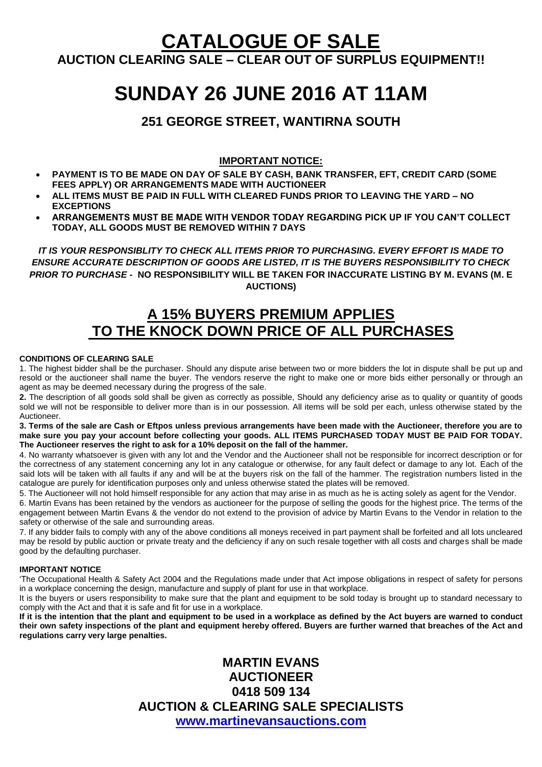# CATALOGUE OF SALE

## AUCTION CLEARING SALE – CLEAR OUT OF SURPLUS EQUIPMENT!!

# SUNDAY 26 JUNE 2016 AT 11AM

## 251 GEORGE STREET, WANTIRNA SOUTH

### IMPORTANT NOTICE:

- **PAYMENT IS TO BE MADE ON DAY OF SALE BY CASH, BANK TRANSFER, EFT, CREDIT CARD (SOME FEES APPLY) OR ARRANGEMENTS MADE WITH AUCTIONEER**
- **ALL ITEMS MUST BE PAID IN FULL WITH CLEARED FUNDS PRIOR TO LEAVING THE YARD – NO EXCEPTIONS**
- **ARRANGEMENTS MUST BE MADE WITH VENDOR TODAY REGARDING PICK UP IF YOU CAN'T COLLECT TODAY, ALL GOODS MUST BE REMOVED WITHIN 7 DAYS**

***IT IS YOUR RESPONSIBLTY TO CHECK ALL ITEMS PRIOR TO PURCHASING. EVERY EFFORT IS MADE TO ENSURE ACCURATE DESCRIPTION OF GOODS ARE LISTED, IT IS THE BUYERS RESPONSIBILITY TO CHECK PRIOR TO PURCHASE -*** **NO RESPONSIBILITY WILL BE TAKEN FOR INACCURATE LISTING BY M. EVANS (M. E AUCTIONS)**

## A 15% BUYERS PREMIUM APPLIES TO THE KNOCK DOWN PRICE OF ALL PURCHASES

**CONDITIONS OF CLEARING SALE**

1. The highest bidder shall be the purchaser. Should any dispute arise between two or more bidders the lot in dispute shall be put up and resold or the auctioneer shall name the buyer. The vendors reserve the right to make one or more bids either personally or through an agent as may be deemed necessary during the progress of the sale.

**2.** The description of all goods sold shall be given as correctly as possible, Should any deficiency arise as to quality or quantity of goods sold we will not be responsible to deliver more than is in our possession. All items will be sold per each, unless otherwise stated by the Auctioneer.

**3. Terms of the sale are Cash or Eftpos unless previous arrangements have been made with the Auctioneer, therefore you are to make sure you pay your account before collecting your goods. ALL ITEMS PURCHASED TODAY MUST BE PAID FOR TODAY. The Auctioneer reserves the right to ask for a 10% deposit on the fall of the hammer.**

4. No warranty whatsoever is given with any lot and the Vendor and the Auctioneer shall not be responsible for incorrect description or for the correctness of any statement concerning any lot in any catalogue or otherwise, for any fault defect or damage to any lot. Each of the said lots will be taken with all faults if any and will be at the buyers risk on the fall of the hammer. The registration numbers listed in the catalogue are purely for identification purposes only and unless otherwise stated the plates will be removed.

5. The Auctioneer will not hold himself responsible for any action that may arise in as much as he is acting solely as agent for the Vendor.

6. Martin Evans has been retained by the vendors as auctioneer for the purpose of selling the goods for the highest price. The terms of the engagement between Martin Evans & the vendor do not extend to the provision of advice by Martin Evans to the Vendor in relation to the safety or otherwise of the sale and surrounding areas.

7. If any bidder fails to comply with any of the above conditions all moneys received in part payment shall be forfeited and all lots uncleared may be resold by public auction or private treaty and the deficiency if any on such resale together with all costs and charges shall be made good by the defaulting purchaser.

**IMPORTANT NOTICE**

'The Occupational Health & Safety Act 2004 and the Regulations made under that Act impose obligations in respect of safety for persons in a workplace concerning the design, manufacture and supply of plant for use in that workplace.

It is the buyers or users responsibility to make sure that the plant and equipment to be sold today is brought up to standard necessary to comply with the Act and that it is safe and fit for use in a workplace.

**If it is the intention that the plant and equipment to be used in a workplace as defined by the Act buyers are warned to conduct their own safety inspections of the plant and equipment hereby offered. Buyers are further warned that breaches of the Act and regulations carry very large penalties.**

**MARTIN EVANS**
**AUCTIONEER**
**0418 509 134**
**AUCTION & CLEARING SALE SPECIALISTS**
**www.martinevansauctions.com**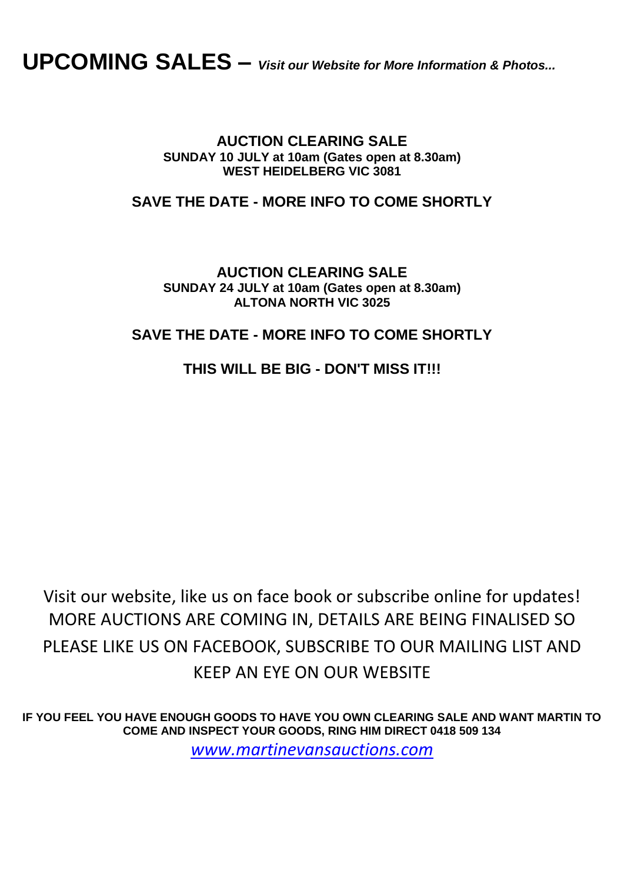# UPCOMING SALES – *Visit our Website for More Information & Photos...*

**AUCTION CLEARING SALE**
**SUNDAY 10 JULY at 10am (Gates open at 8.30am)**
**WEST HEIDELBERG VIC 3081**

**SAVE THE DATE - MORE INFO TO COME SHORTLY**

**AUCTION CLEARING SALE**
**SUNDAY 24 JULY at 10am (Gates open at 8.30am)**
**ALTONA NORTH VIC 3025**

**SAVE THE DATE - MORE INFO TO COME SHORTLY**

**THIS WILL BE BIG - DON'T MISS IT!!!**

Visit our website, like us on face book or subscribe online for updates!
MORE AUCTIONS ARE COMING IN, DETAILS ARE BEING FINALISED SO PLEASE LIKE US ON FACEBOOK, SUBSCRIBE TO OUR MAILING LIST AND KEEP AN EYE ON OUR WEBSITE

**IF YOU FEEL YOU HAVE ENOUGH GOODS TO HAVE YOU OWN CLEARING SALE AND WANT MARTIN TO COME AND INSPECT YOUR GOODS, RING HIM DIRECT 0418 509 134**

*www.martinevansauctions.com*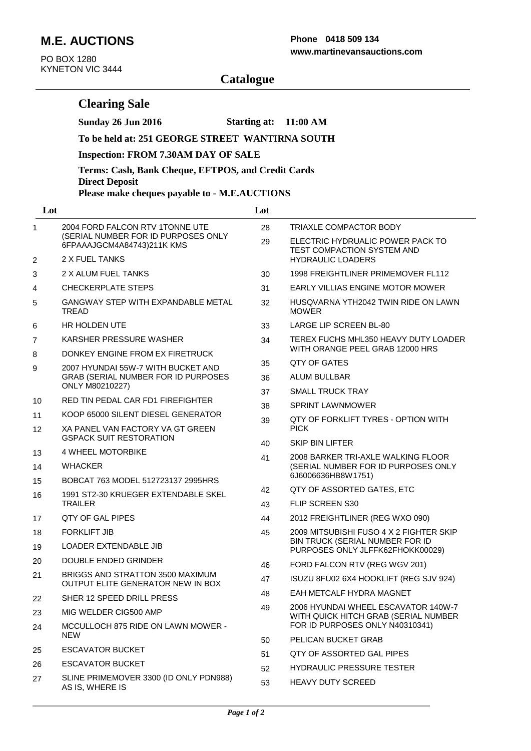# M.E. AUCTIONS

PO BOX 1280
KYNETON VIC 3444

**Phone 0418 509 134**
**www.martinevansauctions.com**

## Catalogue

### Clearing Sale

**Sunday 26 Jun 2016** **Starting at: 11:00 AM**

**To be held at: 251 GEORGE STREET WANTIRNA SOUTH**

**Inspection: FROM 7.30AM DAY OF SALE**

**Terms: Cash, Bank Cheque, EFTPOS, and Credit Cards**
**Direct Deposit**
**Please make cheques payable to - M.E.AUCTIONS**

| Lot | |
|---|---|
| 1 | 2004 FORD FALCON RTV 1TONNE UTE (SERIAL NUMBER FOR ID PURPOSES ONLY 6FPAAAJGCM4A84743)211K KMS |
| 2 | 2 X FUEL TANKS |
| 3 | 2 X ALUM FUEL TANKS |
| 4 | CHECKERPLATE STEPS |
| 5 | GANGWAY STEP WITH EXPANDABLE METAL TREAD |
| 6 | HR HOLDEN UTE |
| 7 | KARSHER PRESSURE WASHER |
| 8 | DONKEY ENGINE FROM EX FIRETRUCK |
| 9 | 2007 HYUNDAI 55W-7 WITH BUCKET AND GRAB (SERIAL NUMBER FOR ID PURPOSES ONLY M80210227) |
| 10 | RED TIN PEDAL CAR FD1 FIREFIGHTER |
| 11 | KOOP 65000 SILENT DIESEL GENERATOR |
| 12 | XA PANEL VAN FACTORY VA GT GREEN GSPACK SUIT RESTORATION |
| 13 | 4 WHEEL MOTORBIKE |
| 14 | WHACKER |
| 15 | BOBCAT 763 MODEL 512723137 2995HRS |
| 16 | 1991 ST2-30 KRUEGER EXTENDABLE SKEL TRAILER |
| 17 | QTY OF GAL PIPES |
| 18 | FORKLIFT JIB |
| 19 | LOADER EXTENDABLE JIB |
| 20 | DOUBLE ENDED GRINDER |
| 21 | BRIGGS AND STRATTON 3500 MAXIMUM OUTPUT ELITE GENERATOR NEW IN BOX |
| 22 | SHER 12 SPEED DRILL PRESS |
| 23 | MIG WELDER CIG500 AMP |
| 24 | MCCULLOCH 875 RIDE ON LAWN MOWER - NEW |
| 25 | ESCAVATOR BUCKET |
| 26 | ESCAVATOR BUCKET |
| 27 | SLINE PRIMEMOVER 3300 (ID ONLY PDN988) AS IS, WHERE IS |
| 28 | TRIAXLE COMPACTOR BODY |
| 29 | ELECTRIC HYDRUALIC POWER PACK TO TEST COMPACTION SYSTEM AND HYDRAULIC LOADERS |
| 30 | 1998 FREIGHTLINER PRIMEMOVER FL112 |
| 31 | EARLY VILLIAS ENGINE MOTOR MOWER |
| 32 | HUSQVARNA YTH2042 TWIN RIDE ON LAWN MOWER |
| 33 | LARGE LIP SCREEN BL-80 |
| 34 | TEREX FUCHS MHL350 HEAVY DUTY LOADER WITH ORANGE PEEL GRAB 12000 HRS |
| 35 | QTY OF GATES |
| 36 | ALUM BULLBAR |
| 37 | SMALL TRUCK TRAY |
| 38 | SPRINT LAWNMOWER |
| 39 | QTY OF FORKLIFT TYRES - OPTION WITH PICK |
| 40 | SKIP BIN LIFTER |
| 41 | 2008 BARKER TRI-AXLE WALKING FLOOR (SERIAL NUMBER FOR ID PURPOSES ONLY 6J6006636HB8W1751) |
| 42 | QTY OF ASSORTED GATES, ETC |
| 43 | FLIP SCREEN S30 |
| 44 | 2012 FREIGHTLINER (REG WXO 090) |
| 45 | 2009 MITSUBISHI FUSO 4 X 2 FIGHTER SKIP BIN TRUCK (SERIAL NUMBER FOR ID PURPOSES ONLY JLFFK62FHOKK00029) |
| 46 | FORD FALCON RTV (REG WGV 201) |
| 47 | ISUZU 8FU02 6X4 HOOKLIFT (REG SJV 924) |
| 48 | EAH METCALF HYDRA MAGNET |
| 49 | 2006 HYUNDAI WHEEL ESCAVATOR 140W-7 WITH QUICK HITCH GRAB (SERIAL NUMBER FOR ID PURPOSES ONLY N40310341) |
| 50 | PELICAN BUCKET GRAB |
| 51 | QTY OF ASSORTED GAL PIPES |
| 52 | HYDRAULIC PRESSURE TESTER |
| 53 | HEAVY DUTY SCREED |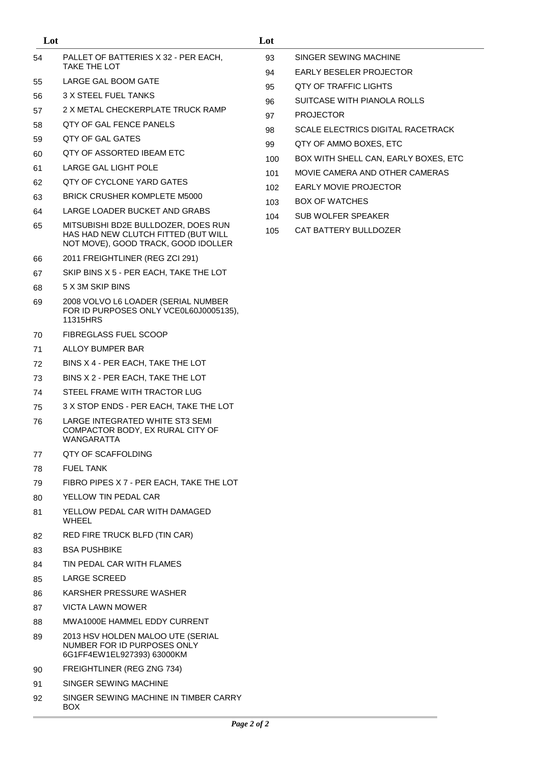| Lot | |
|---|---|
| 54 | PALLET OF BATTERIES X 32 - PER EACH, TAKE THE LOT |
| 55 | LARGE GAL BOOM GATE |
| 56 | 3 X STEEL FUEL TANKS |
| 57 | 2 X METAL CHECKERPLATE TRUCK RAMP |
| 58 | QTY OF GAL FENCE PANELS |
| 59 | QTY OF GAL GATES |
| 60 | QTY OF ASSORTED IBEAM ETC |
| 61 | LARGE GAL LIGHT POLE |
| 62 | QTY OF CYCLONE YARD GATES |
| 63 | BRICK CRUSHER KOMPLETE M5000 |
| 64 | LARGE LOADER BUCKET AND GRABS |
| 65 | MITSUBISHI BD2E BULLDOZER, DOES RUN HAS HAD NEW CLUTCH FITTED (BUT WILL NOT MOVE), GOOD TRACK, GOOD IDOLLER |
| 66 | 2011 FREIGHTLINER (REG ZCI 291) |
| 67 | SKIP BINS X 5 - PER EACH, TAKE THE LOT |
| 68 | 5 X 3M SKIP BINS |
| 69 | 2008 VOLVO L6 LOADER (SERIAL NUMBER FOR ID PURPOSES ONLY VCE0L60J0005135), 11315HRS |
| 70 | FIBREGLASS FUEL SCOOP |
| 71 | ALLOY BUMPER BAR |
| 72 | BINS X 4 - PER EACH, TAKE THE LOT |
| 73 | BINS X 2 - PER EACH, TAKE THE LOT |
| 74 | STEEL FRAME WITH TRACTOR LUG |
| 75 | 3 X STOP ENDS - PER EACH, TAKE THE LOT |
| 76 | LARGE INTEGRATED WHITE ST3 SEMI COMPACTOR BODY, EX RURAL CITY OF WANGARATTA |
| 77 | QTY OF SCAFFOLDING |
| 78 | FUEL TANK |
| 79 | FIBRO PIPES X 7 - PER EACH, TAKE THE LOT |
| 80 | YELLOW TIN PEDAL CAR |
| 81 | YELLOW PEDAL CAR WITH DAMAGED WHEEL |
| 82 | RED FIRE TRUCK BLFD (TIN CAR) |
| 83 | BSA PUSHBIKE |
| 84 | TIN PEDAL CAR WITH FLAMES |
| 85 | LARGE SCREED |
| 86 | KARSHER PRESSURE WASHER |
| 87 | VICTA LAWN MOWER |
| 88 | MWA1000E HAMMEL EDDY CURRENT |
| 89 | 2013 HSV HOLDEN MALOO UTE (SERIAL NUMBER FOR ID PURPOSES ONLY 6G1FF4EW1EL927393) 63000KM |
| 90 | FREIGHTLINER (REG ZNG 734) |
| 91 | SINGER SEWING MACHINE |
| 92 | SINGER SEWING MACHINE IN TIMBER CARRY BOX |
| 93 | SINGER SEWING MACHINE |
| 94 | EARLY BESELER PROJECTOR |
| 95 | QTY OF TRAFFIC LIGHTS |
| 96 | SUITCASE WITH PIANOLA ROLLS |
| 97 | PROJECTOR |
| 98 | SCALE ELECTRICS DIGITAL RACETRACK |
| 99 | QTY OF AMMO BOXES, ETC |
| 100 | BOX WITH SHELL CAN, EARLY BOXES, ETC |
| 101 | MOVIE CAMERA AND OTHER CAMERAS |
| 102 | EARLY MOVIE PROJECTOR |
| 103 | BOX OF WATCHES |
| 104 | SUB WOLFER SPEAKER |
| 105 | CAT BATTERY BULLDOZER |